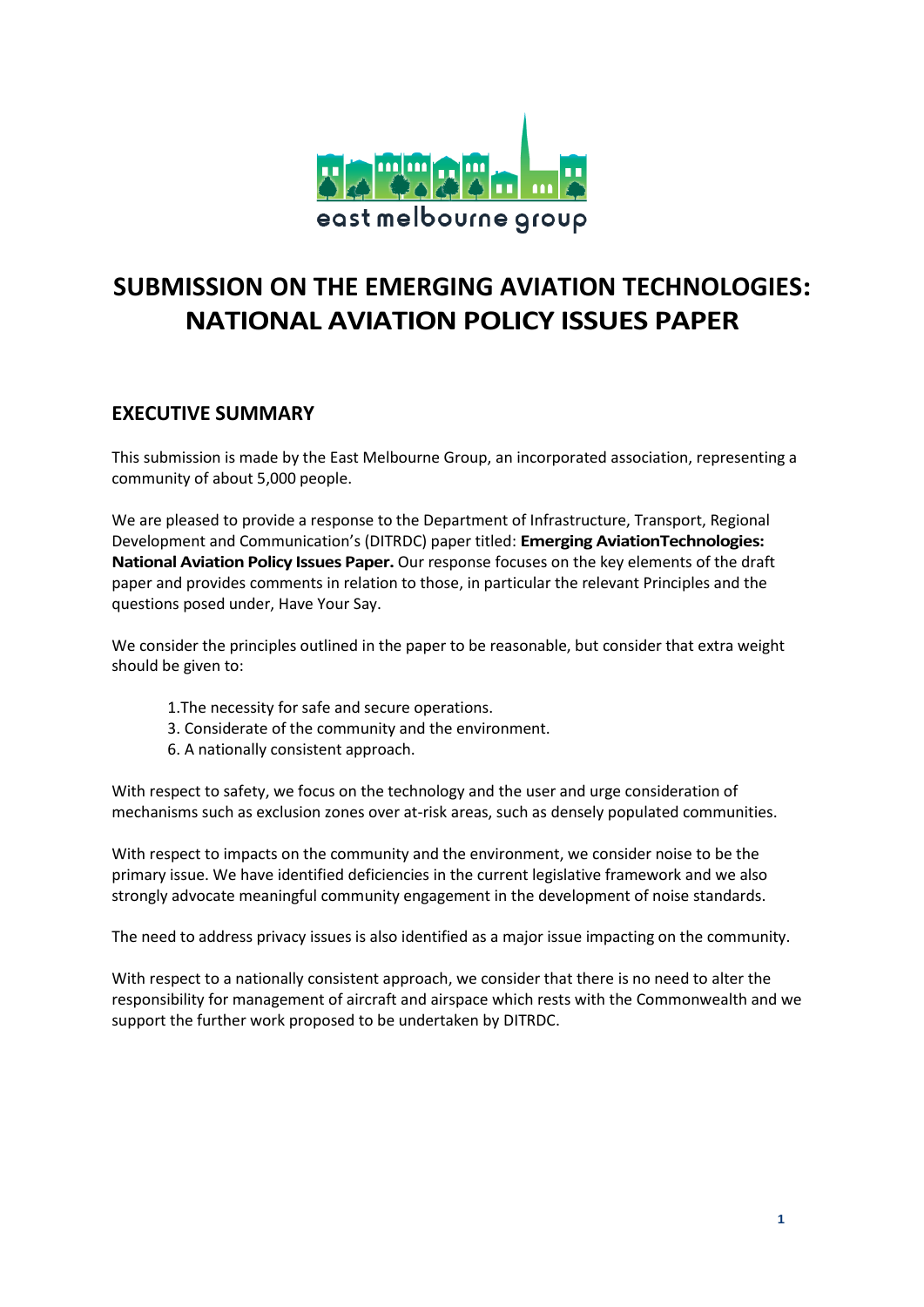east melbourne group

# SUBMISSION ON THE EMERGING AVIATION TECHNOLOGIES: NATIONAL AVIATION POLICY ISSUES PAPER

## EXECUTIVE SUMMARY

This submission is made by the East Melbourne Group, an incorporated association, representing a community of about 5,000 people.

We are pleased to provide a response to the Department of Infrastructure, Transport, Regional Development and Communication's (DITRDC) paper titled: **Emerging AviationTechnologies: National Aviation Policy Issues Paper.** Our response focuses on the key elements of the draft paper and provides comments in relation to those, in particular the relevant Principles and the questions posed under, Have Your Say.

We consider the principles outlined in the paper to be reasonable, but consider that extra weight should be given to:

1.The necessity for safe and secure operations.
3. Considerate of the community and the environment.
6. A nationally consistent approach.

With respect to safety, we focus on the technology and the user and urge consideration of mechanisms such as exclusion zones over at-risk areas, such as densely populated communities.

With respect to impacts on the community and the environment, we consider noise to be the primary issue. We have identified deficiencies in the current legislative framework and we also strongly advocate meaningful community engagement in the development of noise standards.

The need to address privacy issues is also identified as a major issue impacting on the community.

With respect to a nationally consistent approach, we consider that there is no need to alter the responsibility for management of aircraft and airspace which rests with the Commonwealth and we support the further work proposed to be undertaken by DITRDC.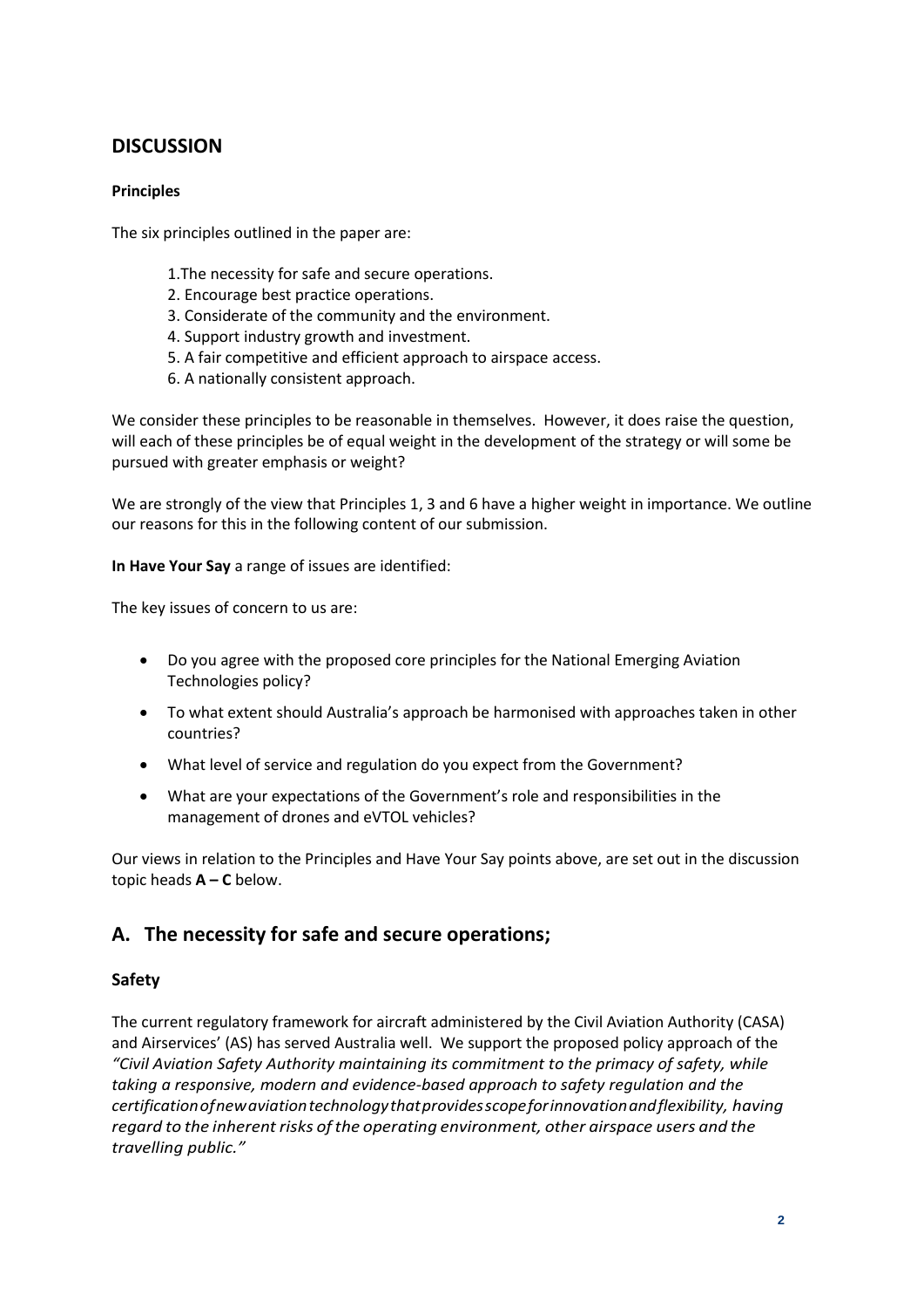## DISCUSSION

**Principles**

The six principles outlined in the paper are:

1.The necessity for safe and secure operations.
2. Encourage best practice operations.
3. Considerate of the community and the environment.
4. Support industry growth and investment.
5. A fair competitive and efficient approach to airspace access.
6. A nationally consistent approach.

We consider these principles to be reasonable in themselves. However, it does raise the question, will each of these principles be of equal weight in the development of the strategy or will some be pursued with greater emphasis or weight?

We are strongly of the view that Principles 1, 3 and 6 have a higher weight in importance. We outline our reasons for this in the following content of our submission.

**In Have Your Say** a range of issues are identified:

The key issues of concern to us are:

- Do you agree with the proposed core principles for the National Emerging Aviation Technologies policy?
- To what extent should Australia's approach be harmonised with approaches taken in other countries?
- What level of service and regulation do you expect from the Government?
- What are your expectations of the Government's role and responsibilities in the management of drones and eVTOL vehicles?

Our views in relation to the Principles and Have Your Say points above, are set out in the discussion topic heads **A – C** below.

## A. The necessity for safe and secure operations;

### Safety

The current regulatory framework for aircraft administered by the Civil Aviation Authority (CASA) and Airservices' (AS) has served Australia well. We support the proposed policy approach of the *"Civil Aviation Safety Authority maintaining its commitment to the primacy of safety, while taking a responsive, modern and evidence-based approach to safety regulation and the certification of new aviation technology that provides scope for innovation and flexibility, having regard to the inherent risks of the operating environment, other airspace users and the travelling public."*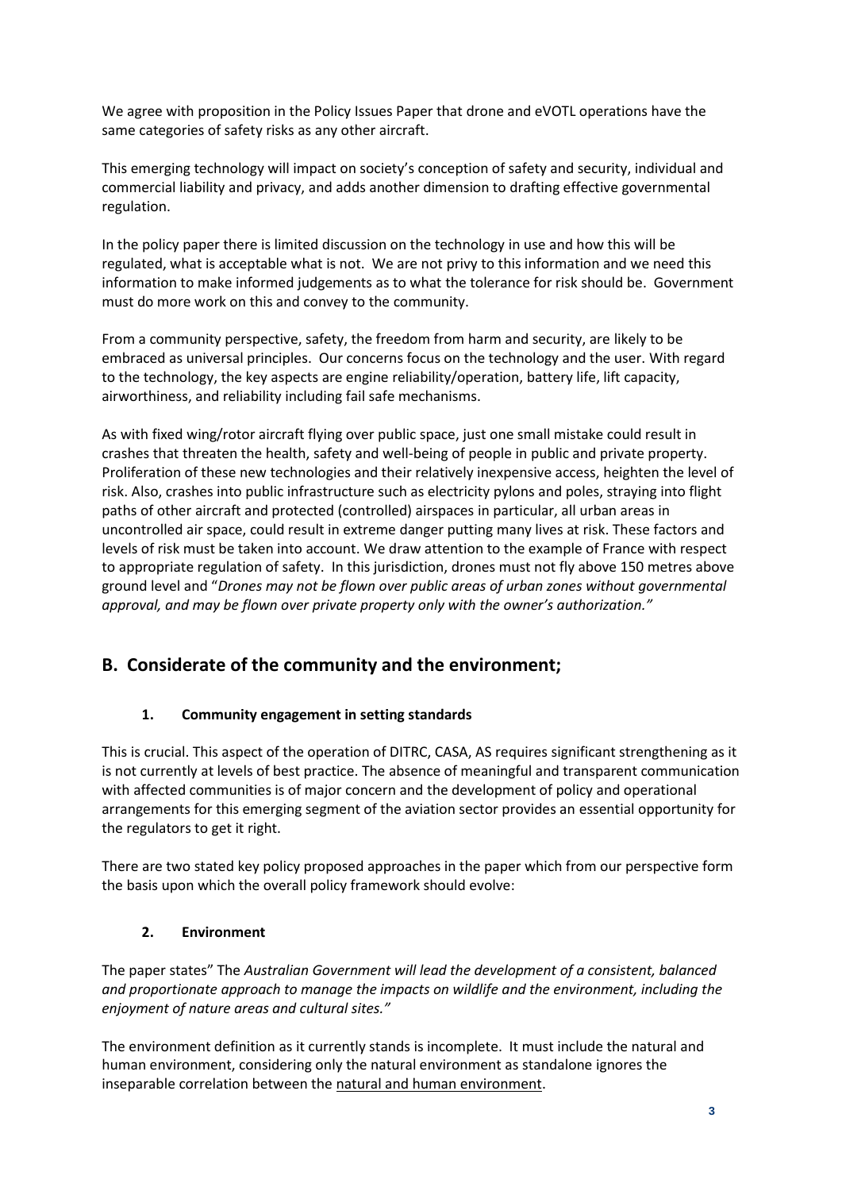We agree with proposition in the Policy Issues Paper that drone and eVOTL operations have the same categories of safety risks as any other aircraft.

This emerging technology will impact on society's conception of safety and security, individual and commercial liability and privacy, and adds another dimension to drafting effective governmental regulation.

In the policy paper there is limited discussion on the technology in use and how this will be regulated, what is acceptable what is not. We are not privy to this information and we need this information to make informed judgements as to what the tolerance for risk should be. Government must do more work on this and convey to the community.

From a community perspective, safety, the freedom from harm and security, are likely to be embraced as universal principles. Our concerns focus on the technology and the user. With regard to the technology, the key aspects are engine reliability/operation, battery life, lift capacity, airworthiness, and reliability including fail safe mechanisms.

As with fixed wing/rotor aircraft flying over public space, just one small mistake could result in crashes that threaten the health, safety and well-being of people in public and private property. Proliferation of these new technologies and their relatively inexpensive access, heighten the level of risk. Also, crashes into public infrastructure such as electricity pylons and poles, straying into flight paths of other aircraft and protected (controlled) airspaces in particular, all urban areas in uncontrolled air space, could result in extreme danger putting many lives at risk. These factors and levels of risk must be taken into account. We draw attention to the example of France with respect to appropriate regulation of safety. In this jurisdiction, drones must not fly above 150 metres above ground level and "*Drones may not be flown over public areas of urban zones without governmental approval, and may be flown over private property only with the owner's authorization."*

## B. Considerate of the community and the environment;

### 1. Community engagement in setting standards

This is crucial. This aspect of the operation of DITRC, CASA, AS requires significant strengthening as it is not currently at levels of best practice. The absence of meaningful and transparent communication with affected communities is of major concern and the development of policy and operational arrangements for this emerging segment of the aviation sector provides an essential opportunity for the regulators to get it right.

There are two stated key policy proposed approaches in the paper which from our perspective form the basis upon which the overall policy framework should evolve:

### 2. Environment

The paper states" The *Australian Government will lead the development of a consistent, balanced and proportionate approach to manage the impacts on wildlife and the environment, including the enjoyment of nature areas and cultural sites."*

The environment definition as it currently stands is incomplete. It must include the natural and human environment, considering only the natural environment as standalone ignores the inseparable correlation between the natural and human environment.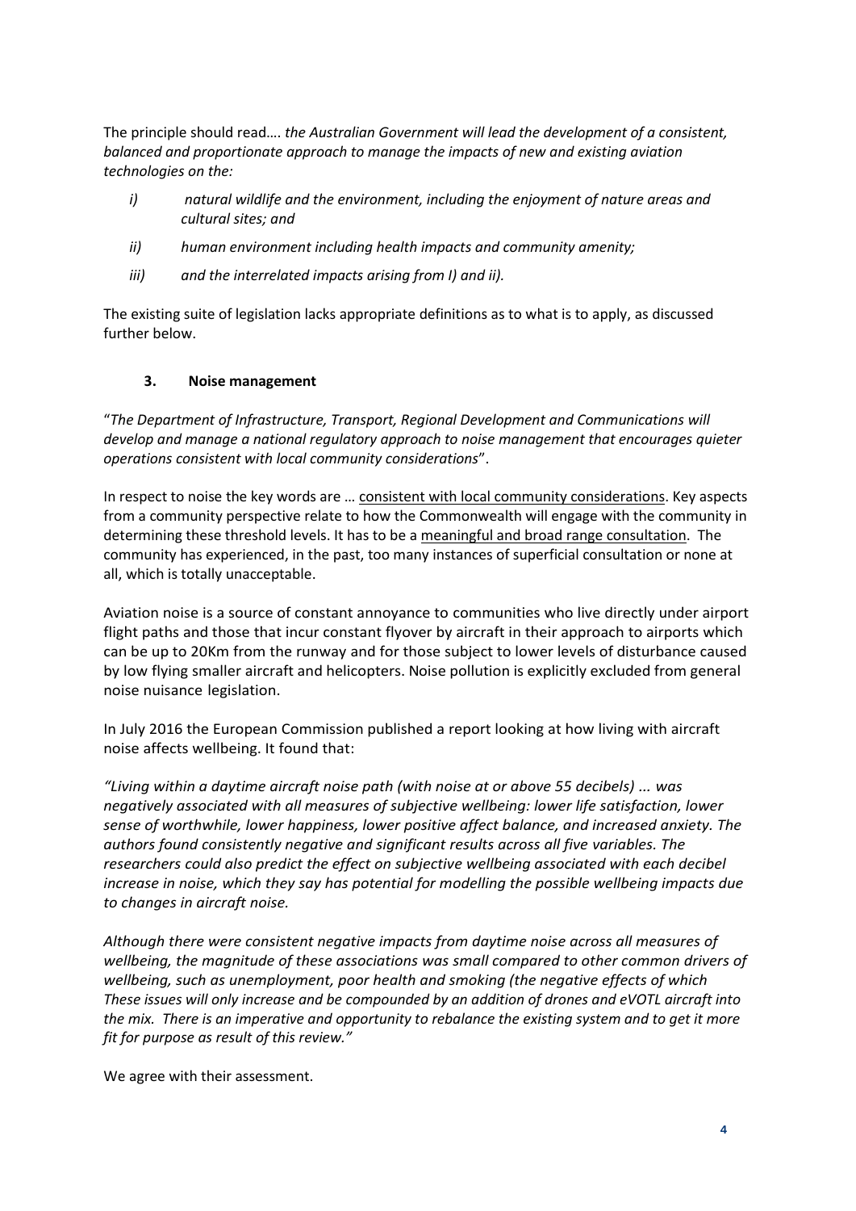The principle should read…. *the Australian Government will lead the development of a consistent, balanced and proportionate approach to manage the impacts of new and existing aviation technologies on the:*

- *i) natural wildlife and the environment, including the enjoyment of nature areas and cultural sites; and*
- *ii) human environment including health impacts and community amenity;*
- *iii) and the interrelated impacts arising from I) and ii).*

The existing suite of legislation lacks appropriate definitions as to what is to apply, as discussed further below.

### 3. Noise management

"*The Department of Infrastructure, Transport, Regional Development and Communications will develop and manage a national regulatory approach to noise management that encourages quieter operations consistent with local community considerations*".

In respect to noise the key words are … <u>consistent with local community considerations</u>. Key aspects from a community perspective relate to how the Commonwealth will engage with the community in determining these threshold levels. It has to be a <u>meaningful and broad range consultation</u>. The community has experienced, in the past, too many instances of superficial consultation or none at all, which is totally unacceptable.

Aviation noise is a source of constant annoyance to communities who live directly under airport flight paths and those that incur constant flyover by aircraft in their approach to airports which can be up to 20Km from the runway and for those subject to lower levels of disturbance caused by low flying smaller aircraft and helicopters. Noise pollution is explicitly excluded from general noise nuisance legislation.

In July 2016 the European Commission published a report looking at how living with aircraft noise affects wellbeing. It found that:

*"Living within a daytime aircraft noise path (with noise at or above 55 decibels) ... was negatively associated with all measures of subjective wellbeing: lower life satisfaction, lower sense of worthwhile, lower happiness, lower positive affect balance, and increased anxiety. The authors found consistently negative and significant results across all five variables. The researchers could also predict the effect on subjective wellbeing associated with each decibel increase in noise, which they say has potential for modelling the possible wellbeing impacts due to changes in aircraft noise.*

*Although there were consistent negative impacts from daytime noise across all measures of wellbeing, the magnitude of these associations was small compared to other common drivers of wellbeing, such as unemployment, poor health and smoking (the negative effects of which These issues will only increase and be compounded by an addition of drones and eVOTL aircraft into the mix. There is an imperative and opportunity to rebalance the existing system and to get it more fit for purpose as result of this review."*

We agree with their assessment.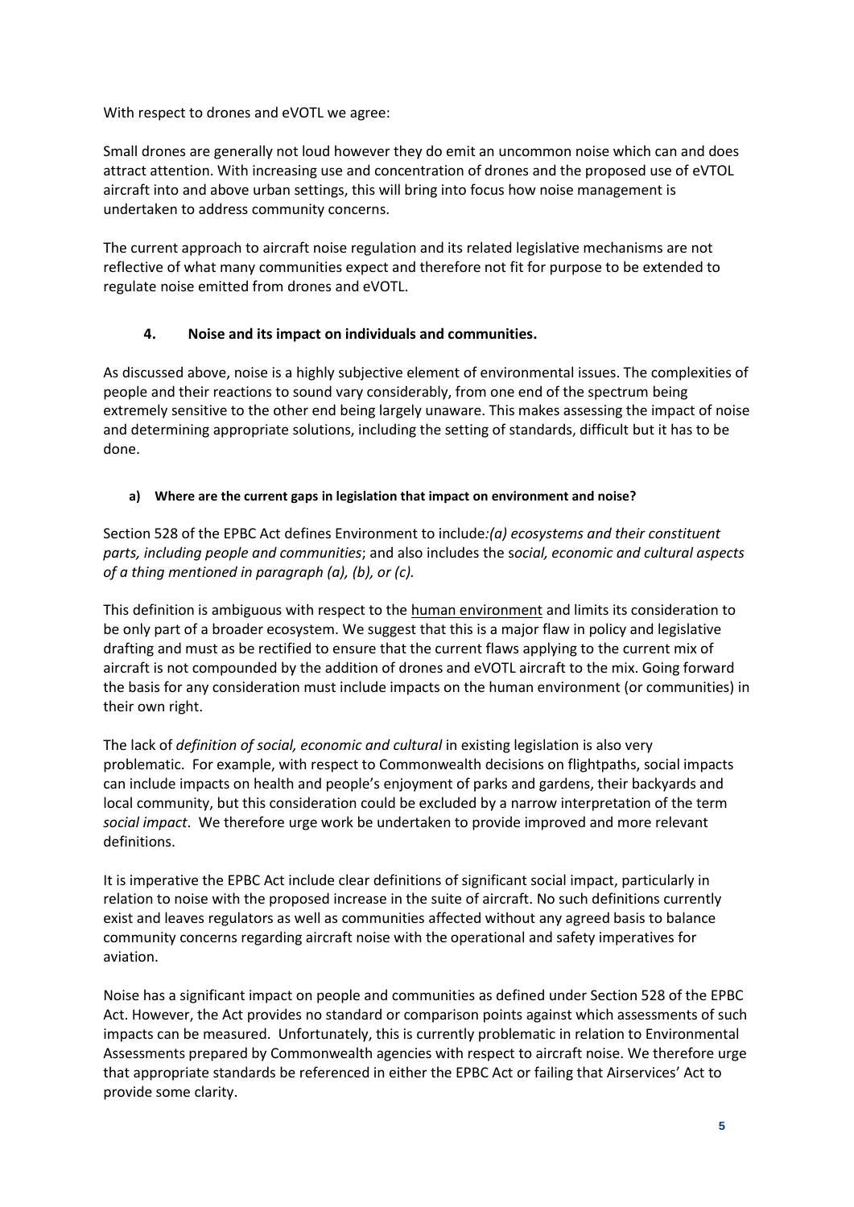With respect to drones and eVOTL we agree:

Small drones are generally not loud however they do emit an uncommon noise which can and does attract attention. With increasing use and concentration of drones and the proposed use of eVTOL aircraft into and above urban settings, this will bring into focus how noise management is undertaken to address community concerns.

The current approach to aircraft noise regulation and its related legislative mechanisms are not reflective of what many communities expect and therefore not fit for purpose to be extended to regulate noise emitted from drones and eVOTL.

## 4. Noise and its impact on individuals and communities.

As discussed above, noise is a highly subjective element of environmental issues. The complexities of people and their reactions to sound vary considerably, from one end of the spectrum being extremely sensitive to the other end being largely unaware. This makes assessing the impact of noise and determining appropriate solutions, including the setting of standards, difficult but it has to be done.

### a) Where are the current gaps in legislation that impact on environment and noise?

Section 528 of the EPBC Act defines Environment to include*:(a) ecosystems and their constituent parts, including people and communities*; and also includes the s*ocial, economic and cultural aspects of a thing mentioned in paragraph (a), (b), or (c).*

This definition is ambiguous with respect to the human environment and limits its consideration to be only part of a broader ecosystem. We suggest that this is a major flaw in policy and legislative drafting and must as be rectified to ensure that the current flaws applying to the current mix of aircraft is not compounded by the addition of drones and eVOTL aircraft to the mix. Going forward the basis for any consideration must include impacts on the human environment (or communities) in their own right.

The lack of *definition of social, economic and cultural* in existing legislation is also very problematic. For example, with respect to Commonwealth decisions on flightpaths, social impacts can include impacts on health and people's enjoyment of parks and gardens, their backyards and local community, but this consideration could be excluded by a narrow interpretation of the term *social impact*. We therefore urge work be undertaken to provide improved and more relevant definitions.

It is imperative the EPBC Act include clear definitions of significant social impact, particularly in relation to noise with the proposed increase in the suite of aircraft. No such definitions currently exist and leaves regulators as well as communities affected without any agreed basis to balance community concerns regarding aircraft noise with the operational and safety imperatives for aviation.

Noise has a significant impact on people and communities as defined under Section 528 of the EPBC Act. However, the Act provides no standard or comparison points against which assessments of such impacts can be measured. Unfortunately, this is currently problematic in relation to Environmental Assessments prepared by Commonwealth agencies with respect to aircraft noise. We therefore urge that appropriate standards be referenced in either the EPBC Act or failing that Airservices' Act to provide some clarity.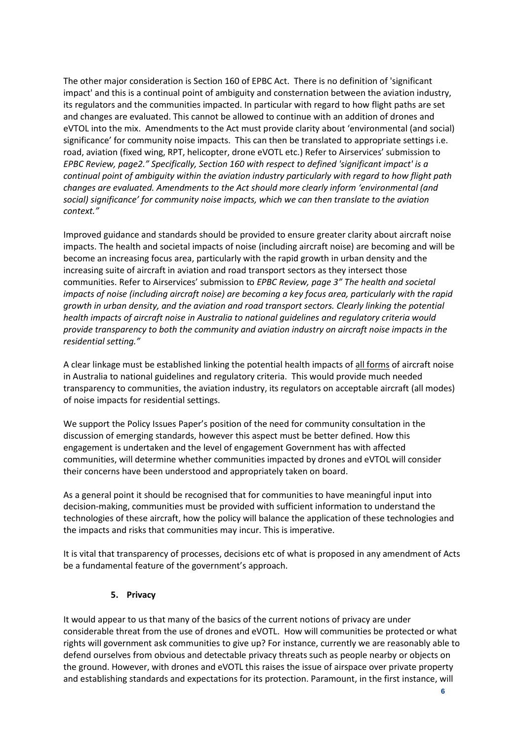The other major consideration is Section 160 of EPBC Act. There is no definition of 'significant impact' and this is a continual point of ambiguity and consternation between the aviation industry, its regulators and the communities impacted. In particular with regard to how flight paths are set and changes are evaluated. This cannot be allowed to continue with an addition of drones and eVTOL into the mix. Amendments to the Act must provide clarity about 'environmental (and social) significance' for community noise impacts. This can then be translated to appropriate settings i.e. road, aviation (fixed wing, RPT, helicopter, drone eVOTL etc.) Refer to Airservices' submission to *EPBC Review, page2." Specifically, Section 160 with respect to defined 'significant impact' is a continual point of ambiguity within the aviation industry particularly with regard to how flight path changes are evaluated. Amendments to the Act should more clearly inform 'environmental (and social) significance' for community noise impacts, which we can then translate to the aviation context."*

Improved guidance and standards should be provided to ensure greater clarity about aircraft noise impacts. The health and societal impacts of noise (including aircraft noise) are becoming and will be become an increasing focus area, particularly with the rapid growth in urban density and the increasing suite of aircraft in aviation and road transport sectors as they intersect those communities. Refer to Airservices' submission to *EPBC Review, page 3" The health and societal impacts of noise (including aircraft noise) are becoming a key focus area, particularly with the rapid growth in urban density, and the aviation and road transport sectors. Clearly linking the potential health impacts of aircraft noise in Australia to national guidelines and regulatory criteria would provide transparency to both the community and aviation industry on aircraft noise impacts in the residential setting."*

A clear linkage must be established linking the potential health impacts of <u>all forms</u> of aircraft noise in Australia to national guidelines and regulatory criteria. This would provide much needed transparency to communities, the aviation industry, its regulators on acceptable aircraft (all modes) of noise impacts for residential settings.

We support the Policy Issues Paper's position of the need for community consultation in the discussion of emerging standards, however this aspect must be better defined. How this engagement is undertaken and the level of engagement Government has with affected communities, will determine whether communities impacted by drones and eVTOL will consider their concerns have been understood and appropriately taken on board.

As a general point it should be recognised that for communities to have meaningful input into decision-making, communities must be provided with sufficient information to understand the technologies of these aircraft, how the policy will balance the application of these technologies and the impacts and risks that communities may incur. This is imperative.

It is vital that transparency of processes, decisions etc of what is proposed in any amendment of Acts be a fundamental feature of the government's approach.

## 5. Privacy

It would appear to us that many of the basics of the current notions of privacy are under considerable threat from the use of drones and eVOTL. How will communities be protected or what rights will government ask communities to give up? For instance, currently we are reasonably able to defend ourselves from obvious and detectable privacy threats such as people nearby or objects on the ground. However, with drones and eVOTL this raises the issue of airspace over private property and establishing standards and expectations for its protection. Paramount, in the first instance, will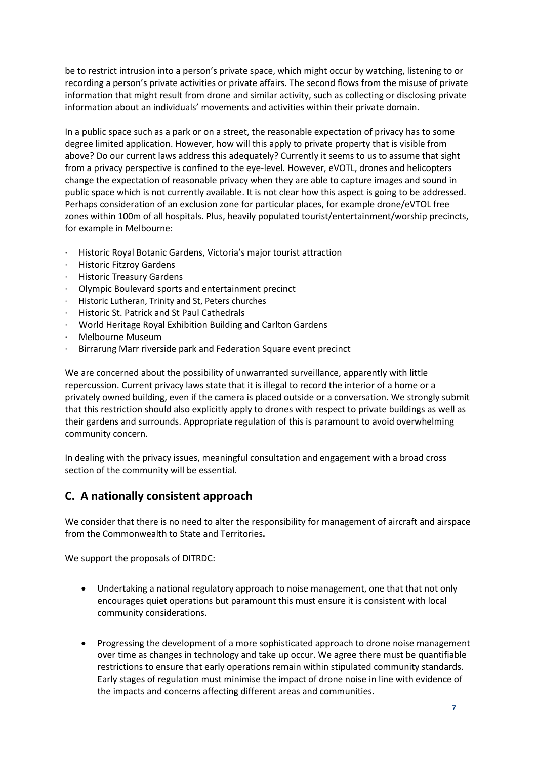be to restrict intrusion into a person's private space, which might occur by watching, listening to or recording a person's private activities or private affairs. The second flows from the misuse of private information that might result from drone and similar activity, such as collecting or disclosing private information about an individuals' movements and activities within their private domain.

In a public space such as a park or on a street, the reasonable expectation of privacy has to some degree limited application. However, how will this apply to private property that is visible from above? Do our current laws address this adequately? Currently it seems to us to assume that sight from a privacy perspective is confined to the eye-level. However, eVOTL, drones and helicopters change the expectation of reasonable privacy when they are able to capture images and sound in public space which is not currently available. It is not clear how this aspect is going to be addressed. Perhaps consideration of an exclusion zone for particular places, for example drone/eVTOL free zones within 100m of all hospitals. Plus, heavily populated tourist/entertainment/worship precincts, for example in Melbourne:

- Historic Royal Botanic Gardens, Victoria's major tourist attraction
- Historic Fitzroy Gardens
- Historic Treasury Gardens
- Olympic Boulevard sports and entertainment precinct
- Historic Lutheran, Trinity and St, Peters churches
- Historic St. Patrick and St Paul Cathedrals
- World Heritage Royal Exhibition Building and Carlton Gardens
- Melbourne Museum
- Birrarung Marr riverside park and Federation Square event precinct

We are concerned about the possibility of unwarranted surveillance, apparently with little repercussion. Current privacy laws state that it is illegal to record the interior of a home or a privately owned building, even if the camera is placed outside or a conversation. We strongly submit that this restriction should also explicitly apply to drones with respect to private buildings as well as their gardens and surrounds. Appropriate regulation of this is paramount to avoid overwhelming community concern.

In dealing with the privacy issues, meaningful consultation and engagement with a broad cross section of the community will be essential.

## C. A nationally consistent approach

We consider that there is no need to alter the responsibility for management of aircraft and airspace from the Commonwealth to State and Territories**.**

We support the proposals of DITRDC:

- Undertaking a national regulatory approach to noise management, one that that not only encourages quiet operations but paramount this must ensure it is consistent with local community considerations.

- Progressing the development of a more sophisticated approach to drone noise management over time as changes in technology and take up occur. We agree there must be quantifiable restrictions to ensure that early operations remain within stipulated community standards. Early stages of regulation must minimise the impact of drone noise in line with evidence of the impacts and concerns affecting different areas and communities.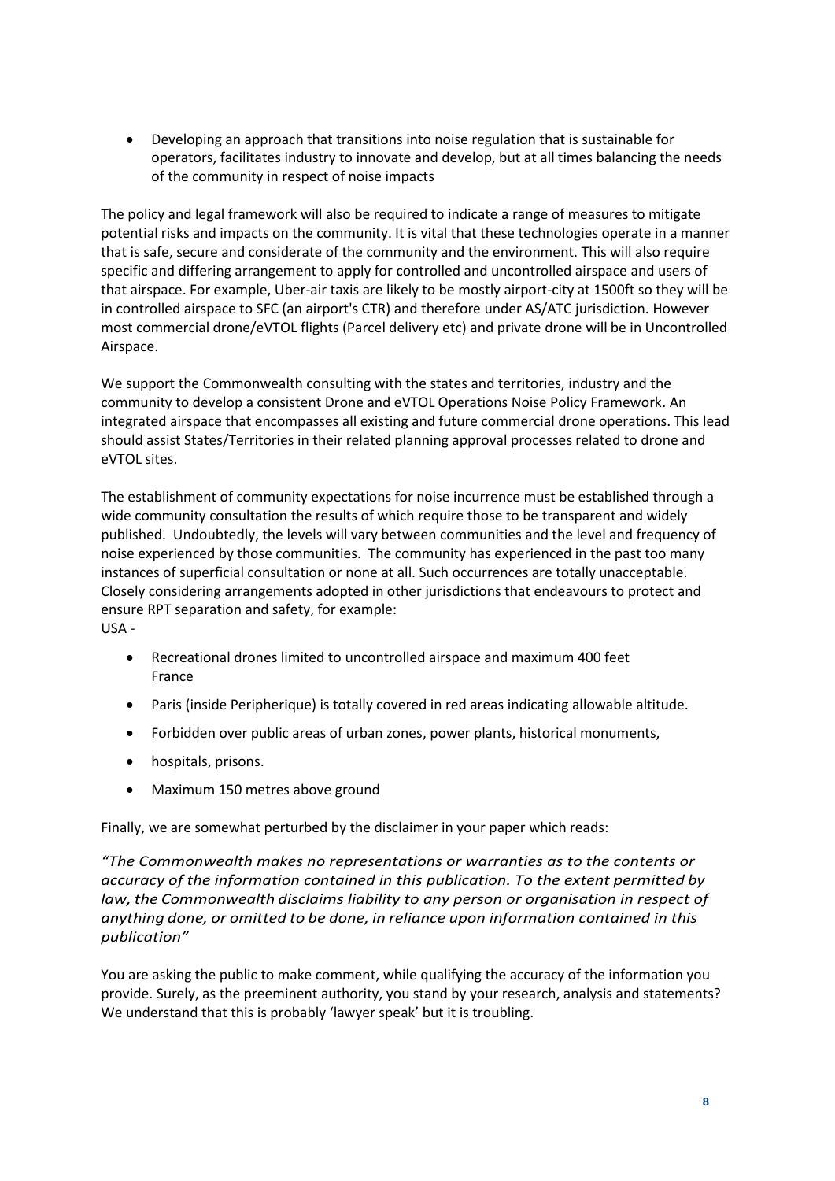- Developing an approach that transitions into noise regulation that is sustainable for operators, facilitates industry to innovate and develop, but at all times balancing the needs of the community in respect of noise impacts

The policy and legal framework will also be required to indicate a range of measures to mitigate potential risks and impacts on the community. It is vital that these technologies operate in a manner that is safe, secure and considerate of the community and the environment. This will also require specific and differing arrangement to apply for controlled and uncontrolled airspace and users of that airspace. For example, Uber-air taxis are likely to be mostly airport-city at 1500ft so they will be in controlled airspace to SFC (an airport's CTR) and therefore under AS/ATC jurisdiction. However most commercial drone/eVTOL flights (Parcel delivery etc) and private drone will be in Uncontrolled Airspace.

We support the Commonwealth consulting with the states and territories, industry and the community to develop a consistent Drone and eVTOL Operations Noise Policy Framework. An integrated airspace that encompasses all existing and future commercial drone operations. This lead should assist States/Territories in their related planning approval processes related to drone and eVTOL sites.

The establishment of community expectations for noise incurrence must be established through a wide community consultation the results of which require those to be transparent and widely published. Undoubtedly, the levels will vary between communities and the level and frequency of noise experienced by those communities. The community has experienced in the past too many instances of superficial consultation or none at all. Such occurrences are totally unacceptable. Closely considering arrangements adopted in other jurisdictions that endeavours to protect and ensure RPT separation and safety, for example:
USA -

- Recreational drones limited to uncontrolled airspace and maximum 400 feet
  France
- Paris (inside Peripherique) is totally covered in red areas indicating allowable altitude.
- Forbidden over public areas of urban zones, power plants, historical monuments,
- hospitals, prisons.
- Maximum 150 metres above ground

Finally, we are somewhat perturbed by the disclaimer in your paper which reads:

*"The Commonwealth makes no representations or warranties as to the contents or accuracy of the information contained in this publication. To the extent permitted by law, the Commonwealth disclaims liability to any person or organisation in respect of anything done, or omitted to be done, in reliance upon information contained in this publication"*

You are asking the public to make comment, while qualifying the accuracy of the information you provide. Surely, as the preeminent authority, you stand by your research, analysis and statements? We understand that this is probably 'lawyer speak' but it is troubling.